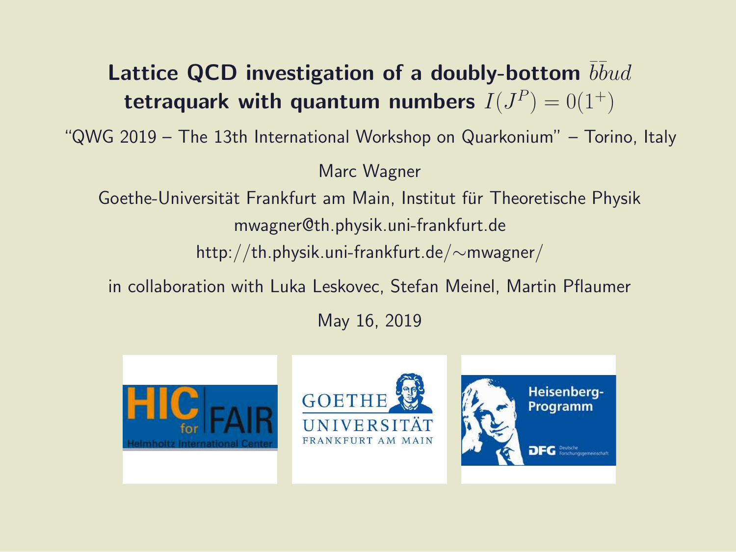# Lattice QCD investigation of a doubly-bottom $\bar{b}\bar{b}ud$ tetraquark with quantum numbers $I(J^P) = 0(1^+)$

"QWG 2019 – The 13th International Workshop on Quarkonium" – Torino, Italy

Marc Wagner

Goethe-Universität Frankfurt am Main, Institut für Theoretische Physik

mwagner@th.physik.uni-frankfurt.de

http://th.physik.uni-frankfurt.de/∼mwagner/

in collaboration with Luka Leskovec, Stefan Meinel, Martin Pflaumer

May 16, 2019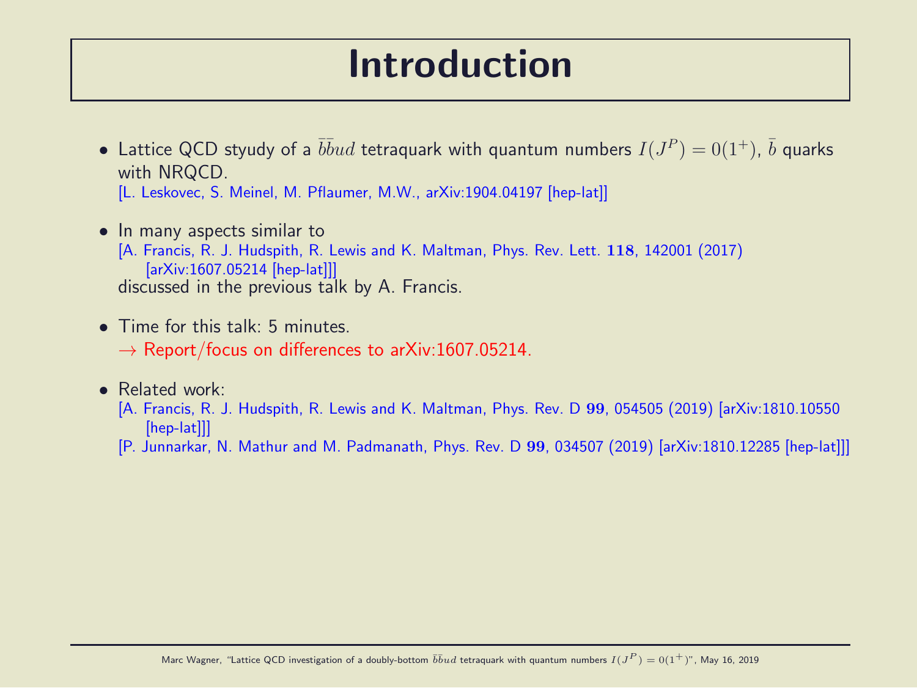# Introduction

- Lattice QCD styudy of a $\bar{b}\bar{b}ud$ tetraquark with quantum numbers $I(J^P) = 0(1^+)$, $\bar{b}$ quarks with NRQCD.
  [L. Leskovec, S. Meinel, M. Pflaumer, M.W., arXiv:1904.04197 [hep-lat]]

- In many aspects similar to
  [A. Francis, R. J. Hudspith, R. Lewis and K. Maltman, Phys. Rev. Lett. **118**, 142001 (2017) [arXiv:1607.05214 [hep-lat]]]
  discussed in the previous talk by A. Francis.

- Time for this talk: 5 minutes.
  → Report/focus on differences to arXiv:1607.05214.

- Related work:
  [A. Francis, R. J. Hudspith, R. Lewis and K. Maltman, Phys. Rev. D **99**, 054505 (2019) [arXiv:1810.10550 [hep-lat]]]
  [P. Junnarkar, N. Mathur and M. Padmanath, Phys. Rev. D **99**, 034507 (2019) [arXiv:1810.12285 [hep-lat]]]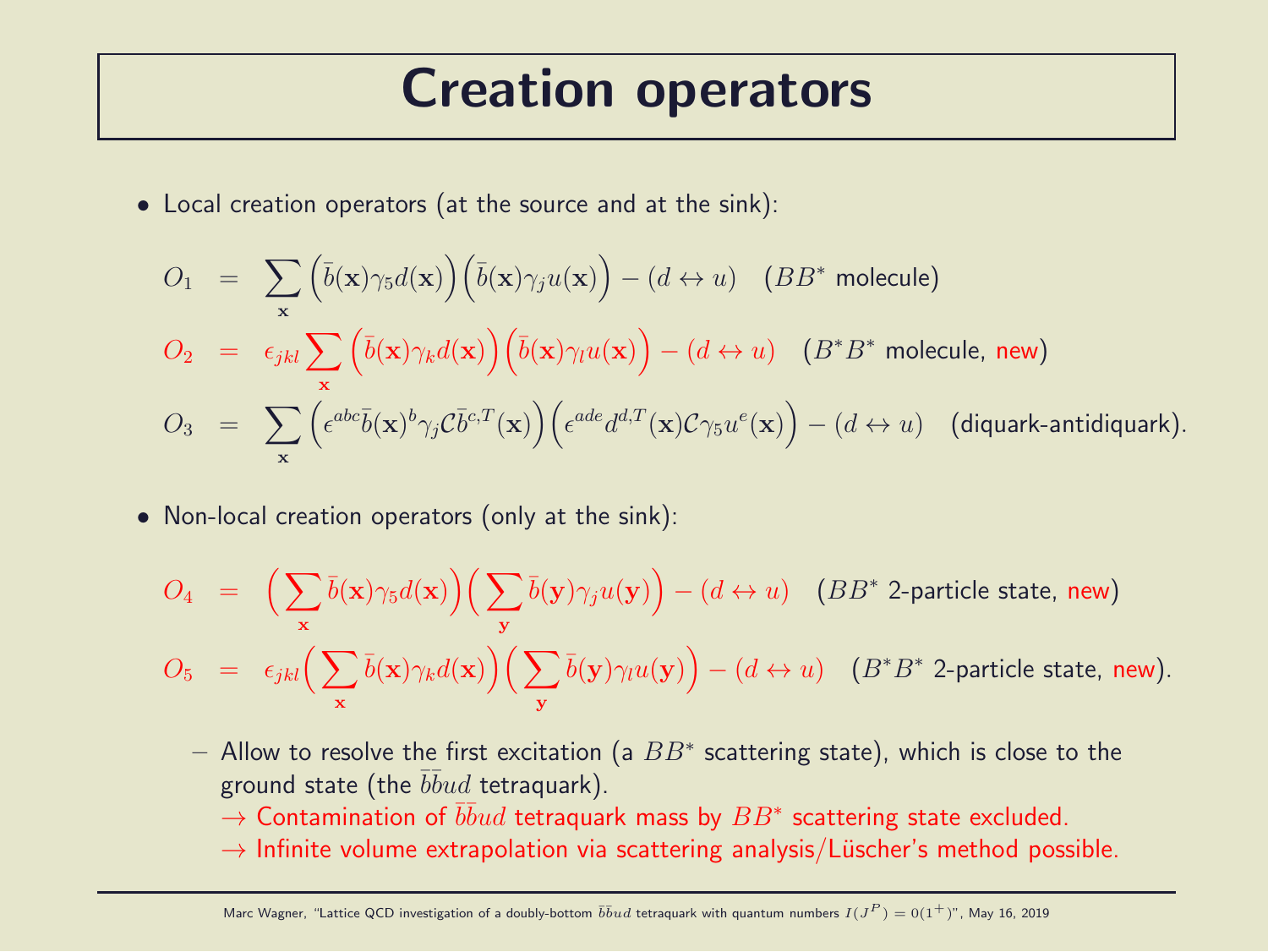# Creation operators

- Local creation operators (at the source and at the sink):

$$O_1 = \sum_{\mathbf{x}} \Big(\bar{b}(\mathbf{x})\gamma_5 d(\mathbf{x})\Big)\Big(\bar{b}(\mathbf{x})\gamma_j u(\mathbf{x})\Big) - (d \leftrightarrow u) \quad (BB^* \text{ molecule})$$

$$O_2 = \epsilon_{jkl} \sum_{\mathbf{x}} \Big(\bar{b}(\mathbf{x})\gamma_k d(\mathbf{x})\Big)\Big(\bar{b}(\mathbf{x})\gamma_l u(\mathbf{x})\Big) - (d \leftrightarrow u) \quad (B^*B^* \text{ molecule, new})$$

$$O_3 = \sum_{\mathbf{x}} \Big(\epsilon^{abc}\bar{b}(\mathbf{x})^b \gamma_j \mathcal{C} \bar{b}^{c,T}(\mathbf{x})\Big)\Big(\epsilon^{ade} d^{d,T}(\mathbf{x}) \mathcal{C}\gamma_5 u^e(\mathbf{x})\Big) - (d \leftrightarrow u) \quad (\text{diquark-antidiquark}).$$

- Non-local creation operators (only at the sink):

$$O_4 = \Big(\sum_{\mathbf{x}} \bar{b}(\mathbf{x})\gamma_5 d(\mathbf{x})\Big)\Big(\sum_{\mathbf{y}} \bar{b}(\mathbf{y})\gamma_j u(\mathbf{y})\Big) - (d \leftrightarrow u) \quad (BB^* \text{ 2-particle state, new})$$

$$O_5 = \epsilon_{jkl}\Big(\sum_{\mathbf{x}} \bar{b}(\mathbf{x})\gamma_k d(\mathbf{x})\Big)\Big(\sum_{\mathbf{y}} \bar{b}(\mathbf{y})\gamma_l u(\mathbf{y})\Big) - (d \leftrightarrow u) \quad (B^*B^* \text{ 2-particle state, new}).$$

  - Allow to resolve the first excitation (a $BB^*$ scattering state), which is close to the ground state (the $\bar{b}\bar{b}ud$ tetraquark).
    $\rightarrow$ Contamination of $\bar{b}\bar{b}ud$ tetraquark mass by $BB^*$ scattering state excluded.
    $\rightarrow$ Infinite volume extrapolation via scattering analysis/Lüscher's method possible.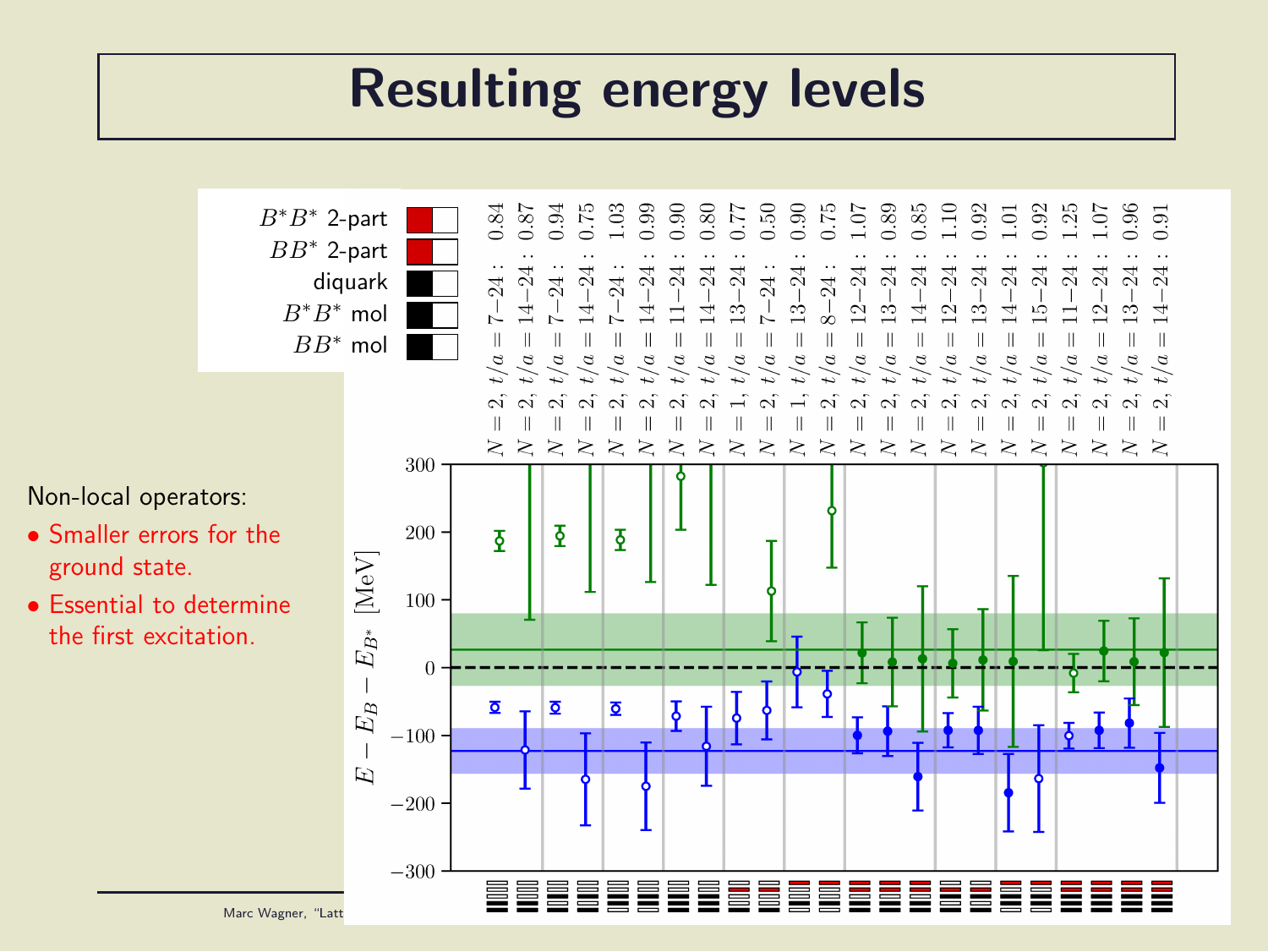# Resulting energy levels

Non-local operators:

- Smaller errors for the ground state.
- Essential to determine the first excitation.

| Legend |
|---|
| $B^*B^*$ 2-part |
| $BB^*$ 2-part |
| diquark |
| $B^*B^*$ mol |
| $BB^*$ mol |

$N = 2,\ t/a = 7-24:\ 0.84$
$N = 2,\ t/a = 14-24:\ 0.87$
$N = 2,\ t/a = 7-24:\ 0.94$
$N = 2,\ t/a = 14-24:\ 0.75$
$N = 2,\ t/a = 7-24:\ 1.03$
$N = 2,\ t/a = 14-24:\ 0.99$
$N = 2,\ t/a = 11-24:\ 0.90$
$N = 2,\ t/a = 14-24:\ 0.80$
$N = 1,\ t/a = 13-24:\ 0.77$
$N = 2,\ t/a = 7-24:\ 0.50$
$N = 1,\ t/a = 13-24:\ 0.90$
$N = 2,\ t/a = 8-24:\ 0.75$
$N = 2,\ t/a = 12-24:\ 1.07$
$N = 2,\ t/a = 13-24:\ 0.89$
$N = 2,\ t/a = 14-24:\ 0.85$
$N = 2,\ t/a = 12-24:\ 1.10$
$N = 2,\ t/a = 13-24:\ 0.92$
$N = 2,\ t/a = 14-24:\ 1.01$
$N = 2,\ t/a = 15-24:\ 0.92$
$N = 2,\ t/a = 11-24:\ 1.25$
$N = 2,\ t/a = 12-24:\ 1.07$
$N = 2,\ t/a = 13-24:\ 0.96$
$N = 2,\ t/a = 14-24:\ 0.91$

$E - E_B - E_{B^*}$ [MeV]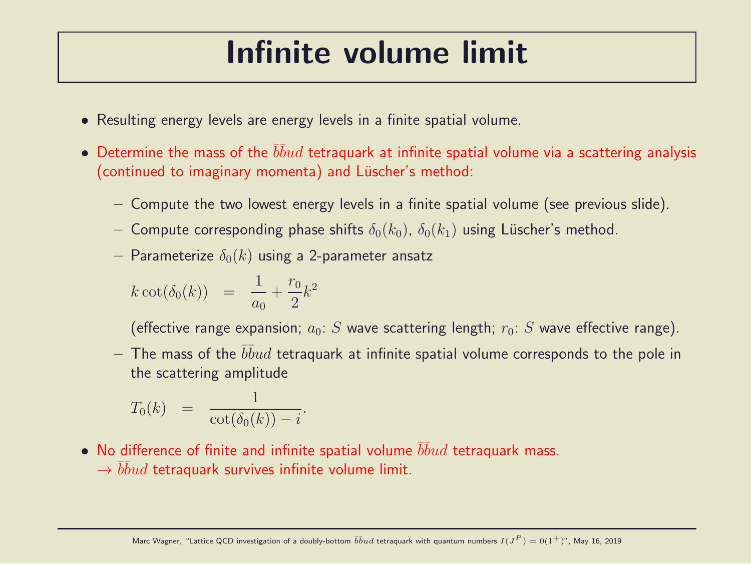# Infinite volume limit

- Resulting energy levels are energy levels in a finite spatial volume.
- Determine the mass of the $\bar{b}\bar{b}ud$ tetraquark at infinite spatial volume via a scattering analysis (continued to imaginary momenta) and Lüscher's method:
  - Compute the two lowest energy levels in a finite spatial volume (see previous slide).
  - Compute corresponding phase shifts $\delta_0(k_0)$, $\delta_0(k_1)$ using Lüscher's method.
  - Parameterize $\delta_0(k)$ using a 2-parameter ansatz

    $$k \cot(\delta_0(k)) = \frac{1}{a_0} + \frac{r_0}{2} k^2$$

    (effective range expansion; $a_0$: $S$ wave scattering length; $r_0$: $S$ wave effective range).
  - The mass of the $\bar{b}\bar{b}ud$ tetraquark at infinite spatial volume corresponds to the pole in the scattering amplitude

    $$T_0(k) = \frac{1}{\cot(\delta_0(k)) - i}.$$

- No difference of finite and infinite spatial volume $\bar{b}\bar{b}ud$ tetraquark mass.
  $\rightarrow$ $\bar{b}\bar{b}ud$ tetraquark survives infinite volume limit.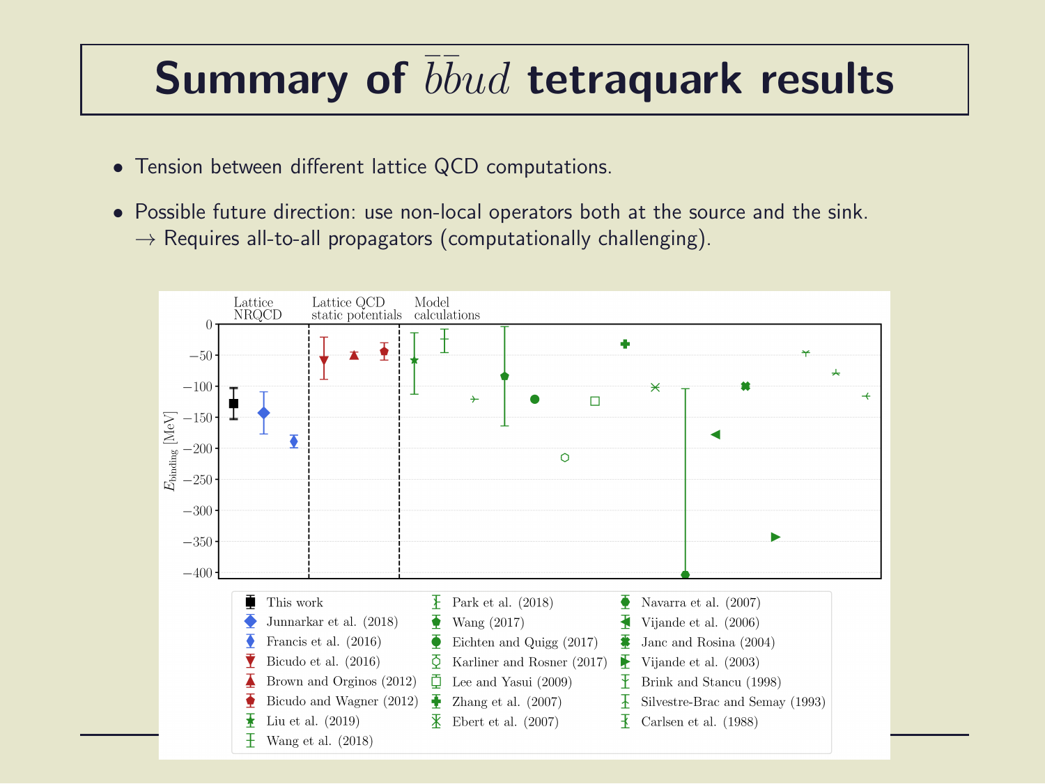# Summary of $\bar{b}\bar{b}ud$ tetraquark results

- Tension between different lattice QCD computations.
- Possible future direction: use non-local operators both at the source and the sink.
  $\rightarrow$ Requires all-to-all propagators (computationally challenging).

Lattice NRQCD

Lattice QCD static potentials

Model calculations

$E_{\text{binding}}$ [MeV]

0
−50
−100
−150
−200
−250
−300
−350
−400

This work
Junnarkar et al. (2018)
Francis et al. (2016)
Bicudo et al. (2016)
Brown and Orginos (2012)
Bicudo and Wagner (2012)
Liu et al. (2019)
Wang et al. (2018)
Park et al. (2018)
Wang (2017)
Eichten and Quigg (2017)
Karliner and Rosner (2017)
Lee and Yasui (2009)
Zhang et al. (2007)
Ebert et al. (2007)
Navarra et al. (2007)
Vijande et al. (2006)
Janc and Rosina (2004)
Vijande et al. (2003)
Brink and Stancu (1998)
Silvestre-Brac and Semay (1993)
Carlsen et al. (1988)